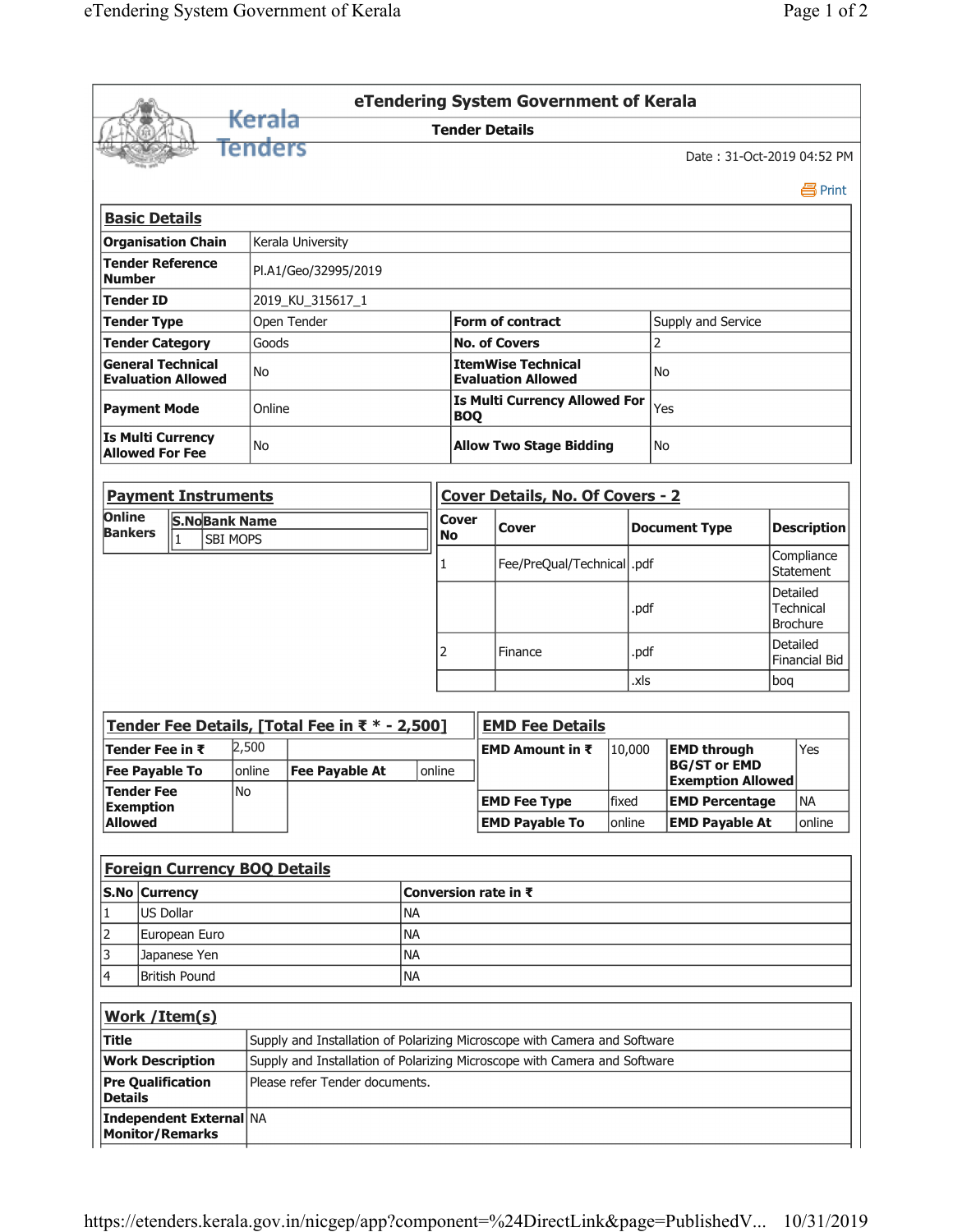# eTendering System Government of Kerala

## Tender Details

Date : 31-Oct-2019 04:52 PM

Print

### Basic Details

| | | | |
|---|---|---|---|
| **Organisation Chain** | Kerala University | | |
| **Tender Reference Number** | Pl.A1/Geo/32995/2019 | | |
| **Tender ID** | 2019_KU_315617_1 | | |
| **Tender Type** | Open Tender | **Form of contract** | Supply and Service |
| **Tender Category** | Goods | **No. of Covers** | 2 |
| **General Technical Evaluation Allowed** | No | **ItemWise Technical Evaluation Allowed** | No |
| **Payment Mode** | Online | **Is Multi Currency Allowed For BOQ** | Yes |
| **Is Multi Currency Allowed For Fee** | No | **Allow Two Stage Bidding** | No |

### Payment Instruments

| Online Bankers | S.No | Bank Name |
|---|---|---|
| | 1 | SBI MOPS |

### Cover Details, No. Of Covers - 2

| Cover No | Cover | Document Type | Description |
|---|---|---|---|
| 1 | Fee/PreQual/Technical | .pdf | Compliance Statement |
| | | .pdf | Detailed Technical Brochure |
| 2 | Finance | .pdf | Detailed Financial Bid |
| | | .xls | boq |

### Tender Fee Details, [Total Fee in ₹ * - 2,500]

| | | | |
|---|---|---|---|
| **Tender Fee in ₹** | 2,500 | | |
| **Fee Payable To** | online | **Fee Payable At** | online |
| **Tender Fee Exemption Allowed** | No | | |

### EMD Fee Details

| | | | |
|---|---|---|---|
| **EMD Amount in ₹** | 10,000 | **EMD through BG/ST or EMD Exemption Allowed** | Yes |
| **EMD Fee Type** | fixed | **EMD Percentage** | NA |
| **EMD Payable To** | online | **EMD Payable At** | online |

### Foreign Currency BOQ Details

| S.No | Currency | Conversion rate in ₹ |
|---|---|---|
| 1 | US Dollar | NA |
| 2 | European Euro | NA |
| 3 | Japanese Yen | NA |
| 4 | British Pound | NA |

### Work /Item(s)

| | |
|---|---|
| **Title** | Supply and Installation of Polarizing Microscope with Camera and Software |
| **Work Description** | Supply and Installation of Polarizing Microscope with Camera and Software |
| **Pre Qualification Details** | Please refer Tender documents. |
| **Independent External Monitor/Remarks** | NA |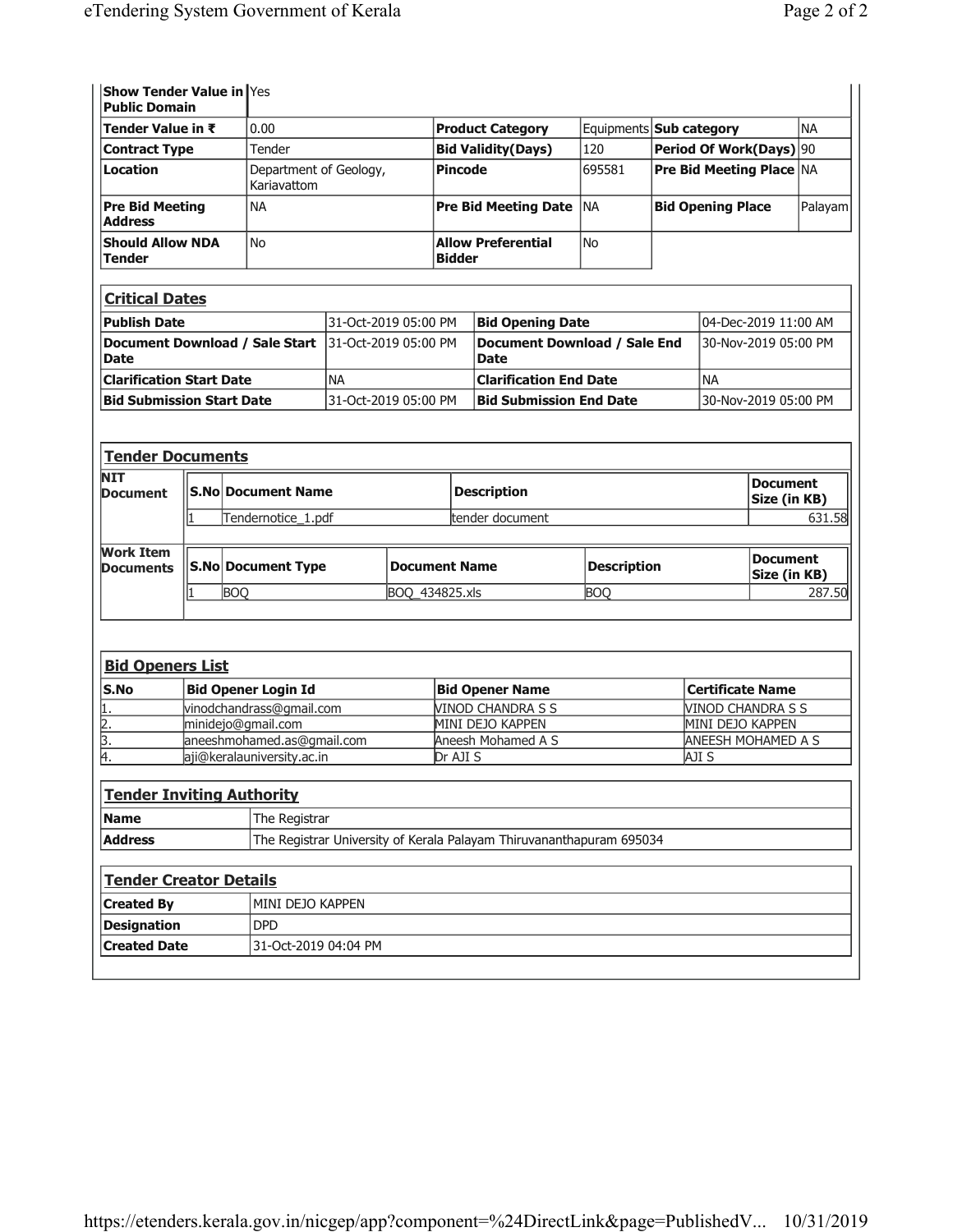| | | | | | | | |
|---|---|---|---|---|---|---|---|
| **Show Tender Value in Public Domain** | Yes | | | | | | |
| **Tender Value in ₹** | 0.00 | **Product Category** | Equipments | **Sub category** | NA | | |
| **Contract Type** | Tender | **Bid Validity(Days)** | 120 | **Period Of Work(Days)** | 90 | | |
| **Location** | Department of Geology, Kariavattom | **Pincode** | 695581 | **Pre Bid Meeting Place** | NA | | |
| **Pre Bid Meeting Address** | NA | **Pre Bid Meeting Date** | NA | **Bid Opening Place** | Palayam | | |
| **Should Allow NDA Tender** | No | **Allow Preferential Bidder** | No | | | | |

## Critical Dates

| | | | |
|---|---|---|---|
| **Publish Date** | 31-Oct-2019 05:00 PM | **Bid Opening Date** | 04-Dec-2019 11:00 AM |
| **Document Download / Sale Start Date** | 31-Oct-2019 05:00 PM | **Document Download / Sale End Date** | 30-Nov-2019 05:00 PM |
| **Clarification Start Date** | NA | **Clarification End Date** | NA |
| **Bid Submission Start Date** | 31-Oct-2019 05:00 PM | **Bid Submission End Date** | 30-Nov-2019 05:00 PM |

## Tender Documents

**NIT Document**

| S.No | Document Name | Description | Document Size (in KB) |
|---|---|---|---|
| 1 | Tendernotice_1.pdf | tender document | 631.58 |

**Work Item Documents**

| S.No | Document Type | Document Name | Description | Document Size (in KB) |
|---|---|---|---|---|
| 1 | BOQ | BOQ_434825.xls | BOQ | 287.50 |

## Bid Openers List

| S.No | Bid Opener Login Id | Bid Opener Name | Certificate Name |
|---|---|---|---|
| 1. | vinodchandrass@gmail.com | VINOD CHANDRA S S | VINOD CHANDRA S S |
| 2. | minidejo@gmail.com | MINI DEJO KAPPEN | MINI DEJO KAPPEN |
| 3. | aneeshmohamed.as@gmail.com | Aneesh Mohamed A S | ANEESH MOHAMED A S |
| 4. | aji@keralauniversity.ac.in | Dr AJI S | AJI S |

## Tender Inviting Authority

| | |
|---|---|
| **Name** | The Registrar |
| **Address** | The Registrar University of Kerala Palayam Thiruvananthapuram 695034 |

## Tender Creator Details

| | |
|---|---|
| **Created By** | MINI DEJO KAPPEN |
| **Designation** | DPD |
| **Created Date** | 31-Oct-2019 04:04 PM |